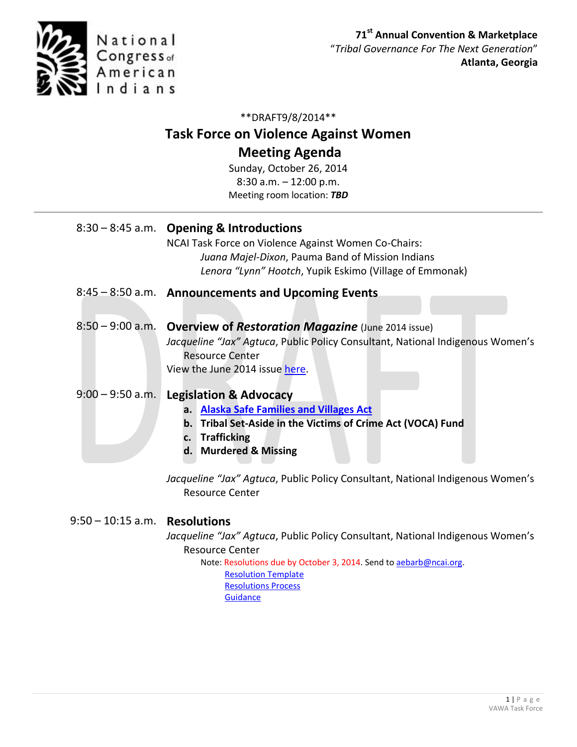National Congress of American Indians

**71st Annual Convention & Marketplace**
"*Tribal Governance For The Next Generation*"
**Atlanta, Georgia**

**DRAFT9/8/2014**

# Task Force on Violence Against Women
# Meeting Agenda

Sunday, October 26, 2014
8:30 a.m. – 12:00 p.m.
Meeting room location: ***TBD***

---

8:30 – 8:45 a.m. **Opening & Introductions**
NCAI Task Force on Violence Against Women Co-Chairs:
*Juana Majel-Dixon*, Pauma Band of Mission Indians
*Lenora "Lynn" Hootch*, Yupik Eskimo (Village of Emmonak)

8:45 – 8:50 a.m. **Announcements and Upcoming Events**

8:50 – 9:00 a.m. **Overview of *Restoration Magazine*** (June 2014 issue)
*Jacqueline "Jax" Agtuca*, Public Policy Consultant, National Indigenous Women's Resource Center
View the June 2014 issue here.

9:00 – 9:50 a.m. **Legislation & Advocacy**

a. **Alaska Safe Families and Villages Act**
b. **Tribal Set-Aside in the Victims of Crime Act (VOCA) Fund**
c. **Trafficking**
d. **Murdered & Missing**

*Jacqueline "Jax" Agtuca*, Public Policy Consultant, National Indigenous Women's Resource Center

9:50 – 10:15 a.m. **Resolutions**
*Jacqueline "Jax" Agtuca*, Public Policy Consultant, National Indigenous Women's Resource Center
Note: Resolutions due by October 3, 2014. Send to aebarb@ncai.org.
Resolution Template
Resolutions Process
Guidance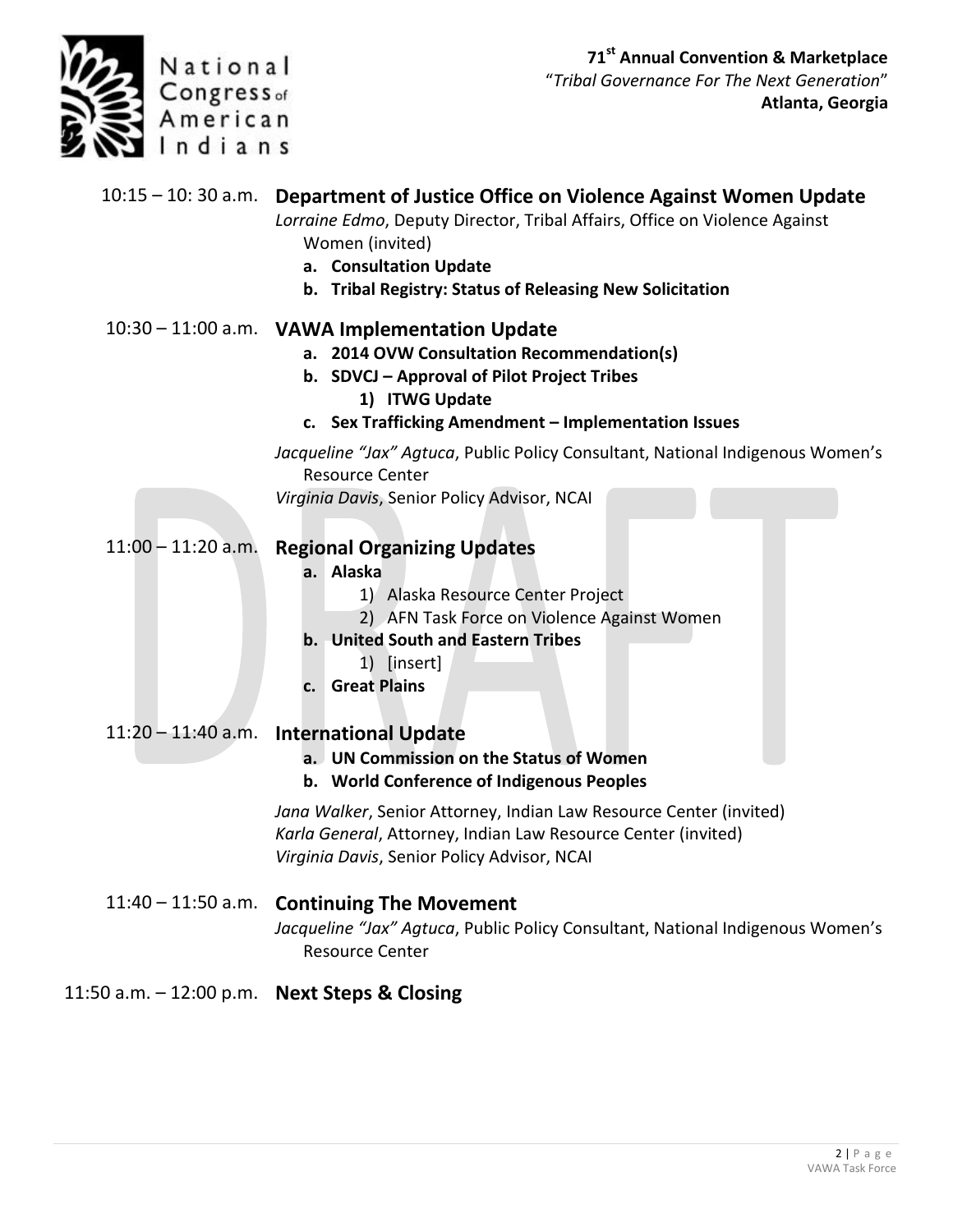**10:15 – 10: 30 a.m. Department of Justice Office on Violence Against Women Update**

*Lorraine Edmo*, Deputy Director, Tribal Affairs, Office on Violence Against Women (invited)

- **a. Consultation Update**
- **b. Tribal Registry: Status of Releasing New Solicitation**

**10:30 – 11:00 a.m. VAWA Implementation Update**

- **a. 2014 OVW Consultation Recommendation(s)**
- **b. SDVCJ – Approval of Pilot Project Tribes**
  - **1) ITWG Update**
- **c. Sex Trafficking Amendment – Implementation Issues**

*Jacqueline "Jax" Agtuca*, Public Policy Consultant, National Indigenous Women's Resource Center

*Virginia Davis*, Senior Policy Advisor, NCAI

**11:00 – 11:20 a.m. Regional Organizing Updates**

- **a. Alaska**
  - 1) Alaska Resource Center Project
  - 2) AFN Task Force on Violence Against Women
- **b. United South and Eastern Tribes**
  - 1) [insert]
- **c. Great Plains**

**11:20 – 11:40 a.m. International Update**

- **a. UN Commission on the Status of Women**
- **b. World Conference of Indigenous Peoples**

*Jana Walker*, Senior Attorney, Indian Law Resource Center (invited)

*Karla General*, Attorney, Indian Law Resource Center (invited)

*Virginia Davis*, Senior Policy Advisor, NCAI

**11:40 – 11:50 a.m. Continuing The Movement**

*Jacqueline "Jax" Agtuca*, Public Policy Consultant, National Indigenous Women's Resource Center

**11:50 a.m. – 12:00 p.m. Next Steps & Closing**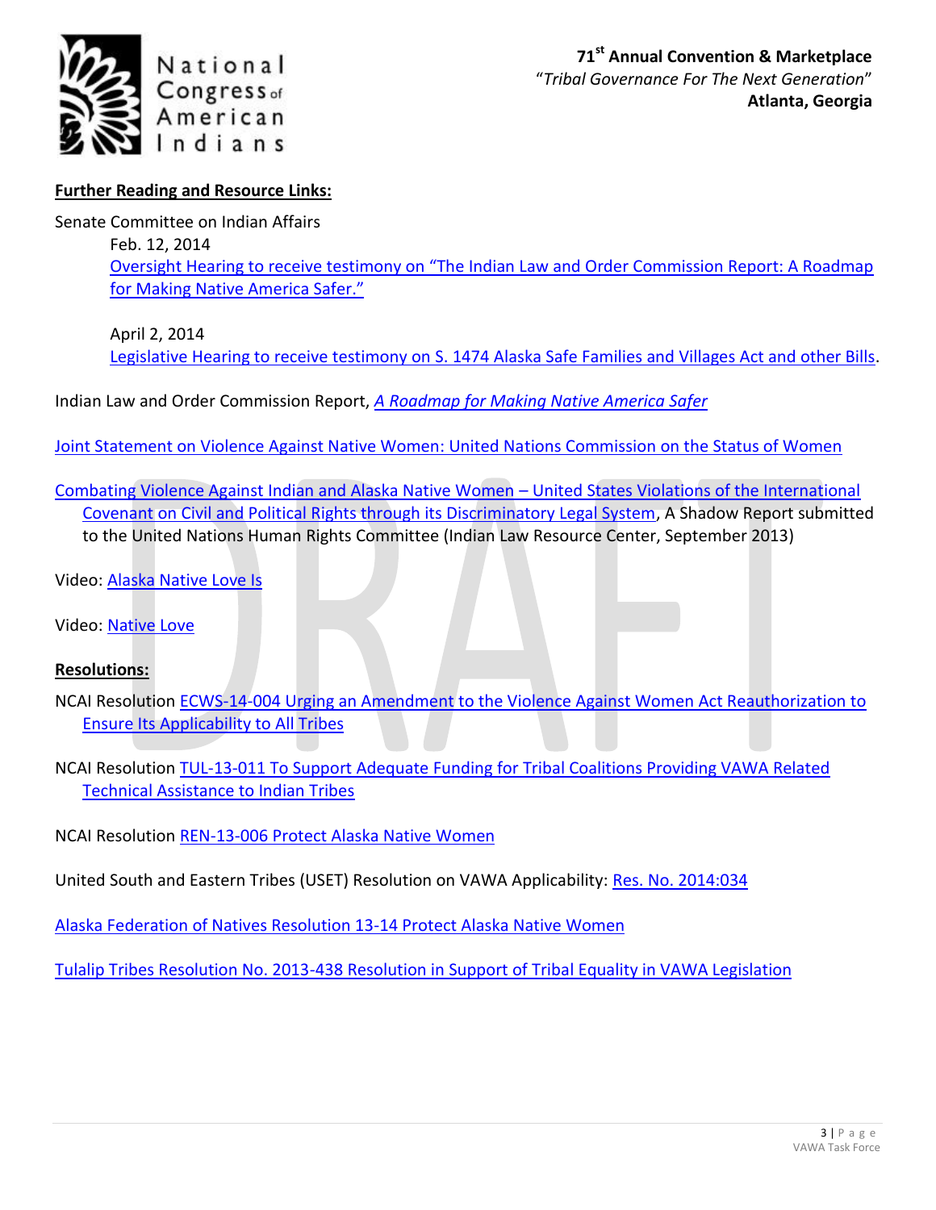**Further Reading and Resource Links:**

Senate Committee on Indian Affairs

Feb. 12, 2014
Oversight Hearing to receive testimony on "The Indian Law and Order Commission Report: A Roadmap for Making Native America Safer."

April 2, 2014
Legislative Hearing to receive testimony on S. 1474 Alaska Safe Families and Villages Act and other Bills.

Indian Law and Order Commission Report, *A Roadmap for Making Native America Safer*

Joint Statement on Violence Against Native Women: United Nations Commission on the Status of Women

Combating Violence Against Indian and Alaska Native Women – United States Violations of the International Covenant on Civil and Political Rights through its Discriminatory Legal System, A Shadow Report submitted to the United Nations Human Rights Committee (Indian Law Resource Center, September 2013)

Video: Alaska Native Love Is

Video: Native Love

**Resolutions:**

NCAI Resolution ECWS-14-004 Urging an Amendment to the Violence Against Women Act Reauthorization to Ensure Its Applicability to All Tribes

NCAI Resolution TUL-13-011 To Support Adequate Funding for Tribal Coalitions Providing VAWA Related Technical Assistance to Indian Tribes

NCAI Resolution REN-13-006 Protect Alaska Native Women

United South and Eastern Tribes (USET) Resolution on VAWA Applicability: Res. No. 2014:034

Alaska Federation of Natives Resolution 13-14 Protect Alaska Native Women

Tulalip Tribes Resolution No. 2013-438 Resolution in Support of Tribal Equality in VAWA Legislation